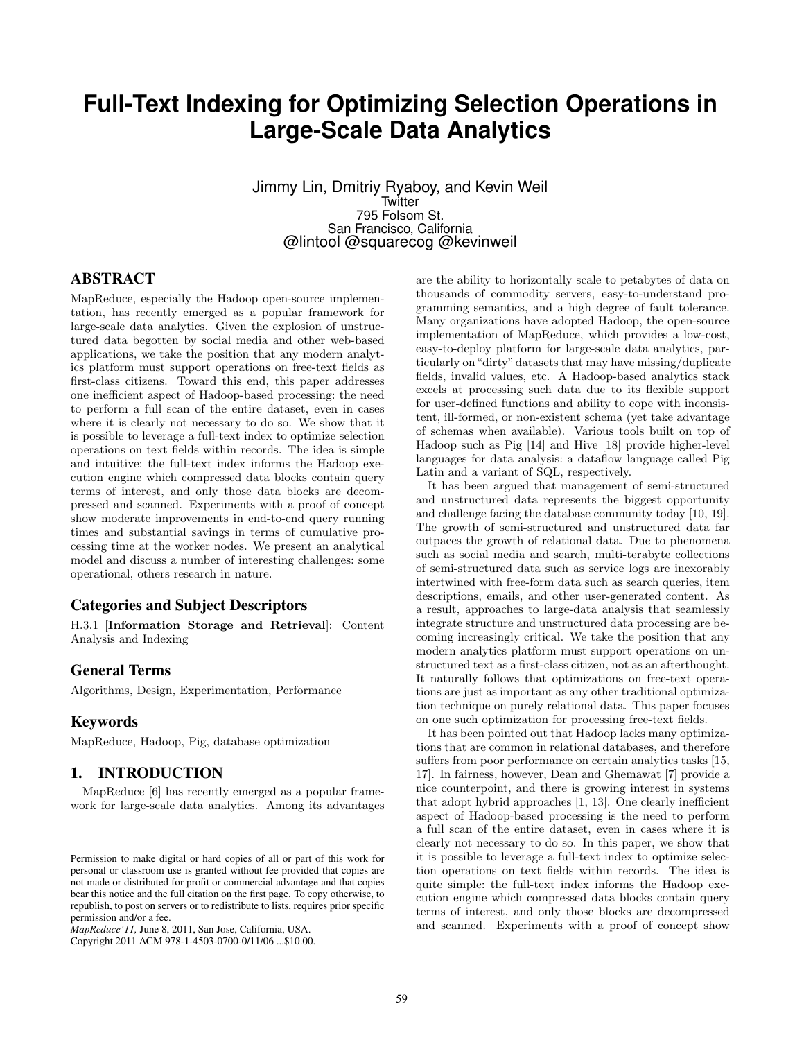# Full-Text Indexing for Optimizing Selection Operations in Large-Scale Data Analytics

Jimmy Lin, Dmitriy Ryaboy, and Kevin Weil
Twitter
795 Folsom St.
San Francisco, California
@lintool @squarecog @kevinweil

## ABSTRACT

MapReduce, especially the Hadoop open-source implementation, has recently emerged as a popular framework for large-scale data analytics. Given the explosion of unstructured data begotten by social media and other web-based applications, we take the position that any modern analytics platform must support operations on free-text fields as first-class citizens. Toward this end, this paper addresses one inefficient aspect of Hadoop-based processing: the need to perform a full scan of the entire dataset, even in cases where it is clearly not necessary to do so. We show that it is possible to leverage a full-text index to optimize selection operations on text fields within records. The idea is simple and intuitive: the full-text index informs the Hadoop execution engine which compressed data blocks contain query terms of interest, and only those data blocks are decompressed and scanned. Experiments with a proof of concept show moderate improvements in end-to-end query running times and substantial savings in terms of cumulative processing time at the worker nodes. We present an analytical model and discuss a number of interesting challenges: some operational, others research in nature.

### Categories and Subject Descriptors

H.3.1 [**Information Storage and Retrieval**]: Content Analysis and Indexing

### General Terms

Algorithms, Design, Experimentation, Performance

### Keywords

MapReduce, Hadoop, Pig, database optimization

## 1. INTRODUCTION

MapReduce [6] has recently emerged as a popular framework for large-scale data analytics. Among its advantages are the ability to horizontally scale to petabytes of data on thousands of commodity servers, easy-to-understand programming semantics, and a high degree of fault tolerance. Many organizations have adopted Hadoop, the open-source implementation of MapReduce, which provides a low-cost, easy-to-deploy platform for large-scale data analytics, particularly on "dirty" datasets that may have missing/duplicate fields, invalid values, etc. A Hadoop-based analytics stack excels at processing such data due to its flexible support for user-defined functions and ability to cope with inconsistent, ill-formed, or non-existent schema (yet take advantage of schemas when available). Various tools built on top of Hadoop such as Pig [14] and Hive [18] provide higher-level languages for data analysis: a dataflow language called Pig Latin and a variant of SQL, respectively.

It has been argued that management of semi-structured and unstructured data represents the biggest opportunity and challenge facing the database community today [10, 19]. The growth of semi-structured and unstructured data far outpaces the growth of relational data. Due to phenomena such as social media and search, multi-terabyte collections of semi-structured data such as service logs are inexorably intertwined with free-form data such as search queries, item descriptions, emails, and other user-generated content. As a result, approaches to large-data analysis that seamlessly integrate structure and unstructured data processing are becoming increasingly critical. We take the position that any modern analytics platform must support operations on unstructured text as a first-class citizen, not as an afterthought. It naturally follows that optimizations on free-text operations are just as important as any other traditional optimization technique on purely relational data. This paper focuses on one such optimization for processing free-text fields.

It has been pointed out that Hadoop lacks many optimizations that are common in relational databases, and therefore suffers from poor performance on certain analytics tasks [15, 17]. In fairness, however, Dean and Ghemawat [7] provide a nice counterpoint, and there is growing interest in systems that adopt hybrid approaches [1, 13]. One clearly inefficient aspect of Hadoop-based processing is the need to perform a full scan of the entire dataset, even in cases where it is clearly not necessary to do so. In this paper, we show that it is possible to leverage a full-text index to optimize selection operations on text fields within records. The idea is quite simple: the full-text index informs the Hadoop execution engine which compressed data blocks contain query terms of interest, and only those blocks are decompressed and scanned. Experiments with a proof of concept show

Permission to make digital or hard copies of all or part of this work for personal or classroom use is granted without fee provided that copies are not made or distributed for profit or commercial advantage and that copies bear this notice and the full citation on the first page. To copy otherwise, to republish, to post on servers or to redistribute to lists, requires prior specific permission and/or a fee.
*MapReduce'11*, June 8, 2011, San Jose, California, USA.
Copyright 2011 ACM 978-1-4503-0700-0/11/06 ...$10.00.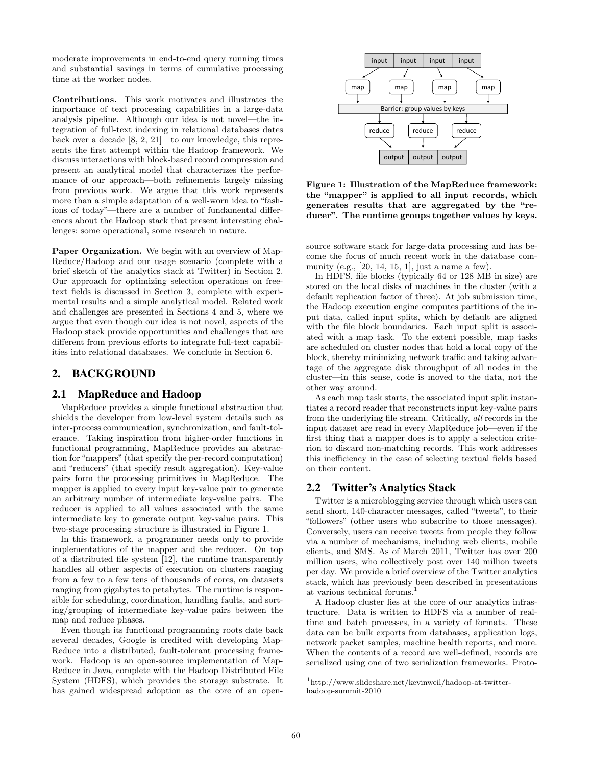moderate improvements in end-to-end query running times and substantial savings in terms of cumulative processing time at the worker nodes.

**Contributions.** This work motivates and illustrates the importance of text processing capabilities in a large-data analysis pipeline. Although our idea is not novel—the integration of full-text indexing in relational databases dates back over a decade [8, 2, 21]—to our knowledge, this represents the first attempt within the Hadoop framework. We discuss interactions with block-based record compression and present an analytical model that characterizes the performance of our approach—both refinements largely missing from previous work. We argue that this work represents more than a simple adaptation of a well-worn idea to "fashions of today"—there are a number of fundamental differences about the Hadoop stack that present interesting challenges: some operational, some research in nature.

**Paper Organization.** We begin with an overview of MapReduce/Hadoop and our usage scenario (complete with a brief sketch of the analytics stack at Twitter) in Section 2. Our approach for optimizing selection operations on free-text fields is discussed in Section 3, complete with experimental results and a simple analytical model. Related work and challenges are presented in Sections 4 and 5, where we argue that even though our idea is not novel, aspects of the Hadoop stack provide opportunities and challenges that are different from previous efforts to integrate full-text capabilities into relational databases. We conclude in Section 6.

## 2. BACKGROUND

### 2.1 MapReduce and Hadoop

MapReduce provides a simple functional abstraction that shields the developer from low-level system details such as inter-process communication, synchronization, and fault-tolerance. Taking inspiration from higher-order functions in functional programming, MapReduce provides an abstraction for "mappers" (that specify the per-record computation) and "reducers" (that specify result aggregation). Key-value pairs form the processing primitives in MapReduce. The mapper is applied to every input key-value pair to generate an arbitrary number of intermediate key-value pairs. The reducer is applied to all values associated with the same intermediate key to generate output key-value pairs. This two-stage processing structure is illustrated in Figure 1.

In this framework, a programmer needs only to provide implementations of the mapper and the reducer. On top of a distributed file system [12], the runtime transparently handles all other aspects of execution on clusters ranging from a few to a few tens of thousands of cores, on datasets ranging from gigabytes to petabytes. The runtime is responsible for scheduling, coordination, handling faults, and sorting/grouping of intermediate key-value pairs between the map and reduce phases.

Even though its functional programming roots date back several decades, Google is credited with developing MapReduce into a distributed, fault-tolerant processing framework. Hadoop is an open-source implementation of MapReduce in Java, complete with the Hadoop Distributed File System (HDFS), which provides the storage substrate. It has gained widespread adoption as the core of an open-source software stack for large-data processing and has become the focus of much recent work in the database community (e.g., [20, 14, 15, 1], just a name a few).

input input input input

map map map map

Barrier: group values by keys

reduce reduce reduce

output output output

**Figure 1: Illustration of the MapReduce framework: the "mapper" is applied to all input records, which generates results that are aggregated by the "reducer". The runtime groups together values by keys.**

In HDFS, file blocks (typically 64 or 128 MB in size) are stored on the local disks of machines in the cluster (with a default replication factor of three). At job submission time, the Hadoop execution engine computes partitions of the input data, called input splits, which by default are aligned with the file block boundaries. Each input split is associated with a map task. To the extent possible, map tasks are scheduled on cluster nodes that hold a local copy of the block, thereby minimizing network traffic and taking advantage of the aggregate disk throughput of all nodes in the cluster—in this sense, code is moved to the data, not the other way around.

As each map task starts, the associated input split instantiates a record reader that reconstructs input key-value pairs from the underlying file stream. Critically, *all* records in the input dataset are read in every MapReduce job—even if the first thing that a mapper does is to apply a selection criterion to discard non-matching records. This work addresses this inefficiency in the case of selecting textual fields based on their content.

### 2.2 Twitter's Analytics Stack

Twitter is a microblogging service through which users can send short, 140-character messages, called "tweets", to their "followers" (other users who subscribe to those messages). Conversely, users can receive tweets from people they follow via a number of mechanisms, including web clients, mobile clients, and SMS. As of March 2011, Twitter has over 200 million users, who collectively post over 140 million tweets per day. We provide a brief overview of the Twitter analytics stack, which has previously been described in presentations at various technical forums.[1]

A Hadoop cluster lies at the core of our analytics infrastructure. Data is written to HDFS via a number of real-time and batch processes, in a variety of formats. These data can be bulk exports from databases, application logs, network packet samples, machine health reports, and more. When the contents of a record are well-defined, records are serialized using one of two serialization frameworks. Proto-

[1] http://www.slideshare.net/kevinweil/hadoop-at-twitter-hadoop-summit-2010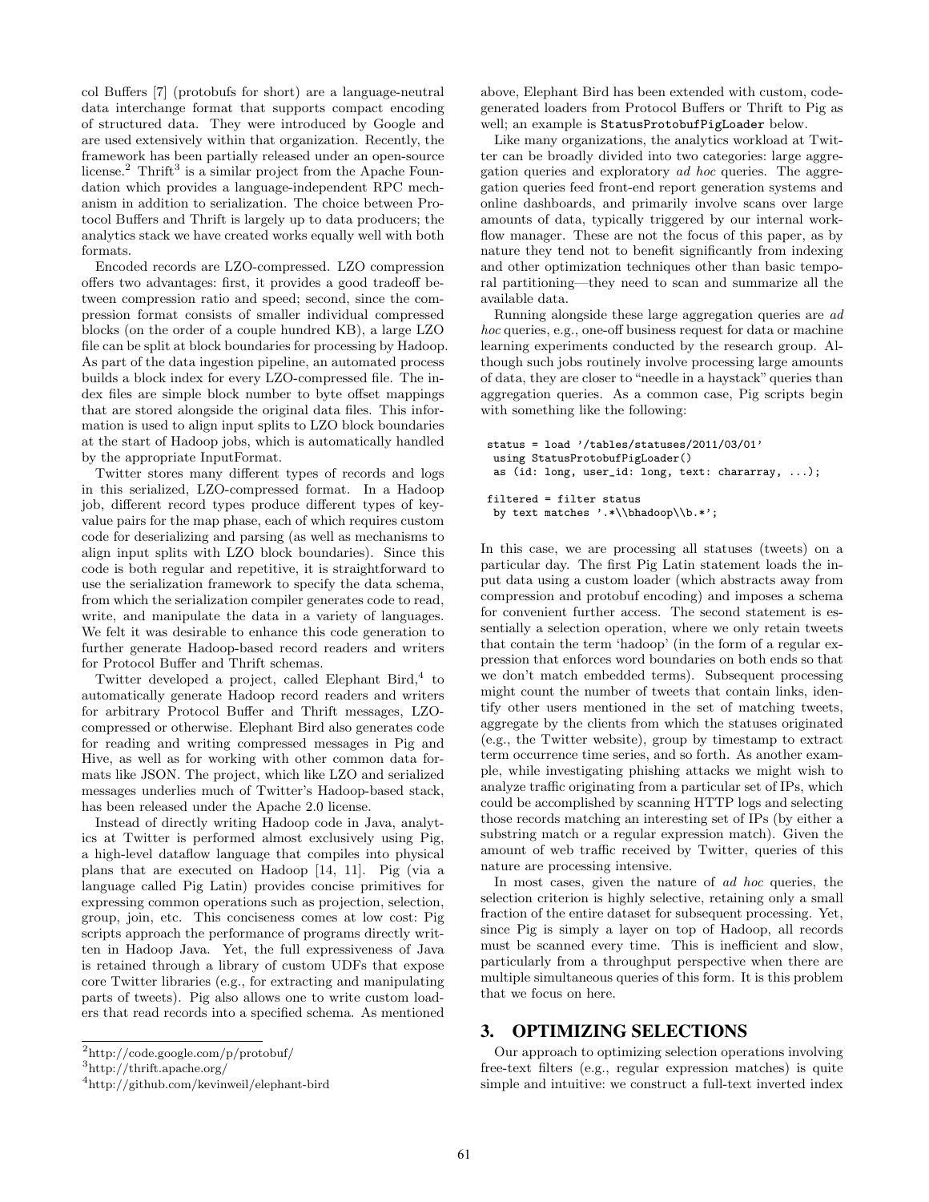col Buffers [7] (protobufs for short) are a language-neutral data interchange format that supports compact encoding of structured data. They were introduced by Google and are used extensively within that organization. Recently, the framework has been partially released under an open-source license.[2] Thrift[3] is a similar project from the Apache Foundation which provides a language-independent RPC mechanism in addition to serialization. The choice between Protocol Buffers and Thrift is largely up to data producers; the analytics stack we have created works equally well with both formats.

Encoded records are LZO-compressed. LZO compression offers two advantages: first, it provides a good tradeoff between compression ratio and speed; second, since the compression format consists of smaller individual compressed blocks (on the order of a couple hundred KB), a large LZO file can be split at block boundaries for processing by Hadoop. As part of the data ingestion pipeline, an automated process builds a block index for every LZO-compressed file. The index files are simple block number to byte offset mappings that are stored alongside the original data files. This information is used to align input splits to LZO block boundaries at the start of Hadoop jobs, which is automatically handled by the appropriate InputFormat.

Twitter stores many different types of records and logs in this serialized, LZO-compressed format. In a Hadoop job, different record types produce different types of key-value pairs for the map phase, each of which requires custom code for deserializing and parsing (as well as mechanisms to align input splits with LZO block boundaries). Since this code is both regular and repetitive, it is straightforward to use the serialization framework to specify the data schema, from which the serialization compiler generates code to read, write, and manipulate the data in a variety of languages. We felt it was desirable to enhance this code generation to further generate Hadoop-based record readers and writers for Protocol Buffer and Thrift schemas.

Twitter developed a project, called Elephant Bird,[4] to automatically generate Hadoop record readers and writers for arbitrary Protocol Buffer and Thrift messages, LZO-compressed or otherwise. Elephant Bird also generates code for reading and writing compressed messages in Pig and Hive, as well as for working with other common data formats like JSON. The project, which like LZO and serialized messages underlies much of Twitter's Hadoop-based stack, has been released under the Apache 2.0 license.

Instead of directly writing Hadoop code in Java, analytics at Twitter is performed almost exclusively using Pig, a high-level dataflow language that compiles into physical plans that are executed on Hadoop [14, 11]. Pig (via a language called Pig Latin) provides concise primitives for expressing common operations such as projection, selection, group, join, etc. This conciseness comes at low cost: Pig scripts approach the performance of programs directly written in Hadoop Java. Yet, the full expressiveness of Java is retained through a library of custom UDFs that expose core Twitter libraries (e.g., for extracting and manipulating parts of tweets). Pig also allows one to write custom loaders that read records into a specified schema. As mentioned above, Elephant Bird has been extended with custom, code-generated loaders from Protocol Buffers or Thrift to Pig as well; an example is `StatusProtobufPigLoader` below.

Like many organizations, the analytics workload at Twitter can be broadly divided into two categories: large aggregation queries and exploratory *ad hoc* queries. The aggregation queries feed front-end report generation systems and online dashboards, and primarily involve scans over large amounts of data, typically triggered by our internal workflow manager. These are not the focus of this paper, as by nature they tend not to benefit significantly from indexing and other optimization techniques other than basic temporal partitioning—they need to scan and summarize all the available data.

Running alongside these large aggregation queries are *ad hoc* queries, e.g., one-off business request for data or machine learning experiments conducted by the research group. Although such jobs routinely involve processing large amounts of data, they are closer to "needle in a haystack" queries than aggregation queries. As a common case, Pig scripts begin with something like the following:

```
status = load '/tables/statuses/2011/03/01'
 using StatusProtobufPigLoader()
 as (id: long, user_id: long, text: chararray, ...);

filtered = filter status
 by text matches '.*\\bhadoop\\b.*';
```

In this case, we are processing all statuses (tweets) on a particular day. The first Pig Latin statement loads the input data using a custom loader (which abstracts away from compression and protobuf encoding) and imposes a schema for convenient further access. The second statement is essentially a selection operation, where we only retain tweets that contain the term 'hadoop' (in the form of a regular expression that enforces word boundaries on both ends so that we don't match embedded terms). Subsequent processing might count the number of tweets that contain links, identify other users mentioned in the set of matching tweets, aggregate by the clients from which the statuses originated (e.g., the Twitter website), group by timestamp to extract term occurrence time series, and so forth. As another example, while investigating phishing attacks we might wish to analyze traffic originating from a particular set of IPs, which could be accomplished by scanning HTTP logs and selecting those records matching an interesting set of IPs (by either a substring match or a regular expression match). Given the amount of web traffic received by Twitter, queries of this nature are processing intensive.

In most cases, given the nature of *ad hoc* queries, the selection criterion is highly selective, retaining only a small fraction of the entire dataset for subsequent processing. Yet, since Pig is simply a layer on top of Hadoop, all records must be scanned every time. This is inefficient and slow, particularly from a throughput perspective when there are multiple simultaneous queries of this form. It is this problem that we focus on here.

## 3. OPTIMIZING SELECTIONS

Our approach to optimizing selection operations involving free-text filters (e.g., regular expression matches) is quite simple and intuitive: we construct a full-text inverted index

---

[2] http://code.google.com/p/protobuf/

[3] http://thrift.apache.org/

[4] http://github.com/kevinweil/elephant-bird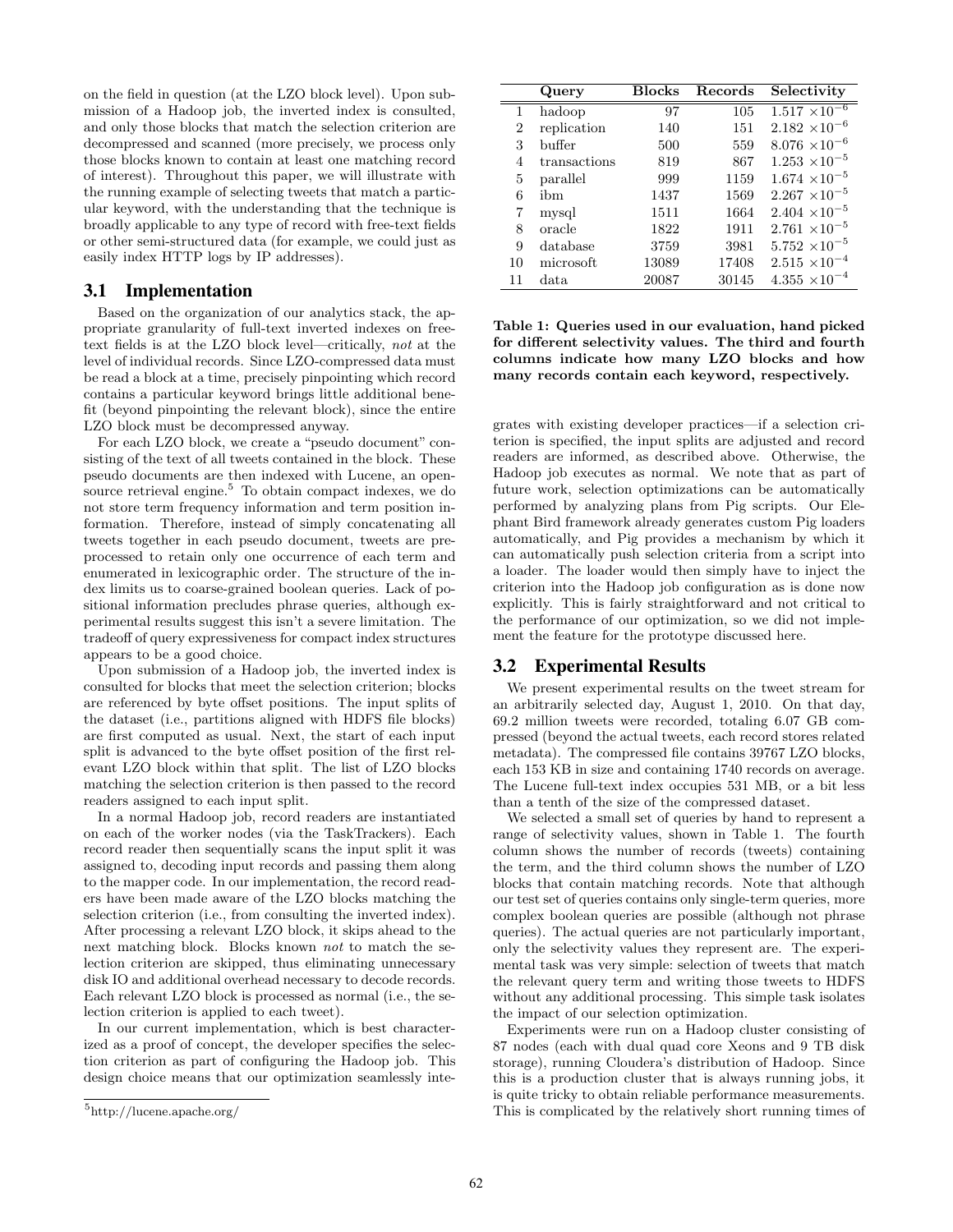on the field in question (at the LZO block level). Upon submission of a Hadoop job, the inverted index is consulted, and only those blocks that match the selection criterion are decompressed and scanned (more precisely, we process only those blocks known to contain at least one matching record of interest). Throughout this paper, we will illustrate with the running example of selecting tweets that match a particular keyword, with the understanding that the technique is broadly applicable to any type of record with free-text fields or other semi-structured data (for example, we could just as easily index HTTP logs by IP addresses).

## 3.1 Implementation

Based on the organization of our analytics stack, the appropriate granularity of full-text inverted indexes on free-text fields is at the LZO block level—critically, *not* at the level of individual records. Since LZO-compressed data must be read a block at a time, precisely pinpointing which record contains a particular keyword brings little additional benefit (beyond pinpointing the relevant block), since the entire LZO block must be decompressed anyway.

For each LZO block, we create a "pseudo document" consisting of the text of all tweets contained in the block. These pseudo documents are then indexed with Lucene, an open-source retrieval engine.[5] To obtain compact indexes, we do not store term frequency information and term position information. Therefore, instead of simply concatenating all tweets together in each pseudo document, tweets are preprocessed to retain only one occurrence of each term and enumerated in lexicographic order. The structure of the index limits us to coarse-grained boolean queries. Lack of positional information precludes phrase queries, although experimental results suggest this isn't a severe limitation. The tradeoff of query expressiveness for compact index structures appears to be a good choice.

Upon submission of a Hadoop job, the inverted index is consulted for blocks that meet the selection criterion; blocks are referenced by byte offset positions. The input splits of the dataset (i.e., partitions aligned with HDFS file blocks) are first computed as usual. Next, the start of each input split is advanced to the byte offset position of the first relevant LZO block within that split. The list of LZO blocks matching the selection criterion is then passed to the record readers assigned to each input split.

In a normal Hadoop job, record readers are instantiated on each of the worker nodes (via the TaskTrackers). Each record reader then sequentially scans the input split it was assigned to, decoding input records and passing them along to the mapper code. In our implementation, the record readers have been made aware of the LZO blocks matching the selection criterion (i.e., from consulting the inverted index). After processing a relevant LZO block, it skips ahead to the next matching block. Blocks known *not* to match the selection criterion are skipped, thus eliminating unnecessary disk IO and additional overhead necessary to decode records. Each relevant LZO block is processed as normal (i.e., the selection criterion is applied to each tweet).

In our current implementation, which is best characterized as a proof of concept, the developer specifies the selection criterion as part of configuring the Hadoop job. This design choice means that our optimization seamlessly integrates with existing developer practices—if a selection criterion is specified, the input splits are adjusted and record readers are informed, as described above. Otherwise, the Hadoop job executes as normal. We note that as part of future work, selection optimizations can be automatically performed by analyzing plans from Pig scripts. Our Elephant Bird framework already generates custom Pig loaders automatically, and Pig provides a mechanism by which it can automatically push selection criteria from a script into a loader. The loader would then simply have to inject the criterion into the Hadoop job configuration as is done now explicitly. This is fairly straightforward and not critical to the performance of our optimization, so we did not implement the feature for the prototype discussed here.

[5] http://lucene.apache.org/

| | Query | Blocks | Records | Selectivity |
|---|---|---|---|---|
| 1 | hadoop | 97 | 105 | $1.517 \times 10^{-6}$ |
| 2 | replication | 140 | 151 | $2.182 \times 10^{-6}$ |
| 3 | buffer | 500 | 559 | $8.076 \times 10^{-6}$ |
| 4 | transactions | 819 | 867 | $1.253 \times 10^{-5}$ |
| 5 | parallel | 999 | 1159 | $1.674 \times 10^{-5}$ |
| 6 | ibm | 1437 | 1569 | $2.267 \times 10^{-5}$ |
| 7 | mysql | 1511 | 1664 | $2.404 \times 10^{-5}$ |
| 8 | oracle | 1822 | 1911 | $2.761 \times 10^{-5}$ |
| 9 | database | 3759 | 3981 | $5.752 \times 10^{-5}$ |
| 10 | microsoft | 13089 | 17408 | $2.515 \times 10^{-4}$ |
| 11 | data | 20087 | 30145 | $4.355 \times 10^{-4}$ |

**Table 1: Queries used in our evaluation, hand picked for different selectivity values. The third and fourth columns indicate how many LZO blocks and how many records contain each keyword, respectively.**

## 3.2 Experimental Results

We present experimental results on the tweet stream for an arbitrarily selected day, August 1, 2010. On that day, 69.2 million tweets were recorded, totaling 6.07 GB compressed (beyond the actual tweets, each record stores related metadata). The compressed file contains 39767 LZO blocks, each 153 KB in size and containing 1740 records on average. The Lucene full-text index occupies 531 MB, or a bit less than a tenth of the size of the compressed dataset.

We selected a small set of queries by hand to represent a range of selectivity values, shown in Table 1. The fourth column shows the number of records (tweets) containing the term, and the third column shows the number of LZO blocks that contain matching records. Note that although our test set of queries contains only single-term queries, more complex boolean queries are possible (although not phrase queries). The actual queries are not particularly important, only the selectivity values they represent are. The experimental task was very simple: selection of tweets that match the relevant query term and writing those tweets to HDFS without any additional processing. This simple task isolates the impact of our selection optimization.

Experiments were run on a Hadoop cluster consisting of 87 nodes (each with dual quad core Xeons and 9 TB disk storage), running Cloudera's distribution of Hadoop. Since this is a production cluster that is always running jobs, it is quite tricky to obtain reliable performance measurements. This is complicated by the relatively short running times of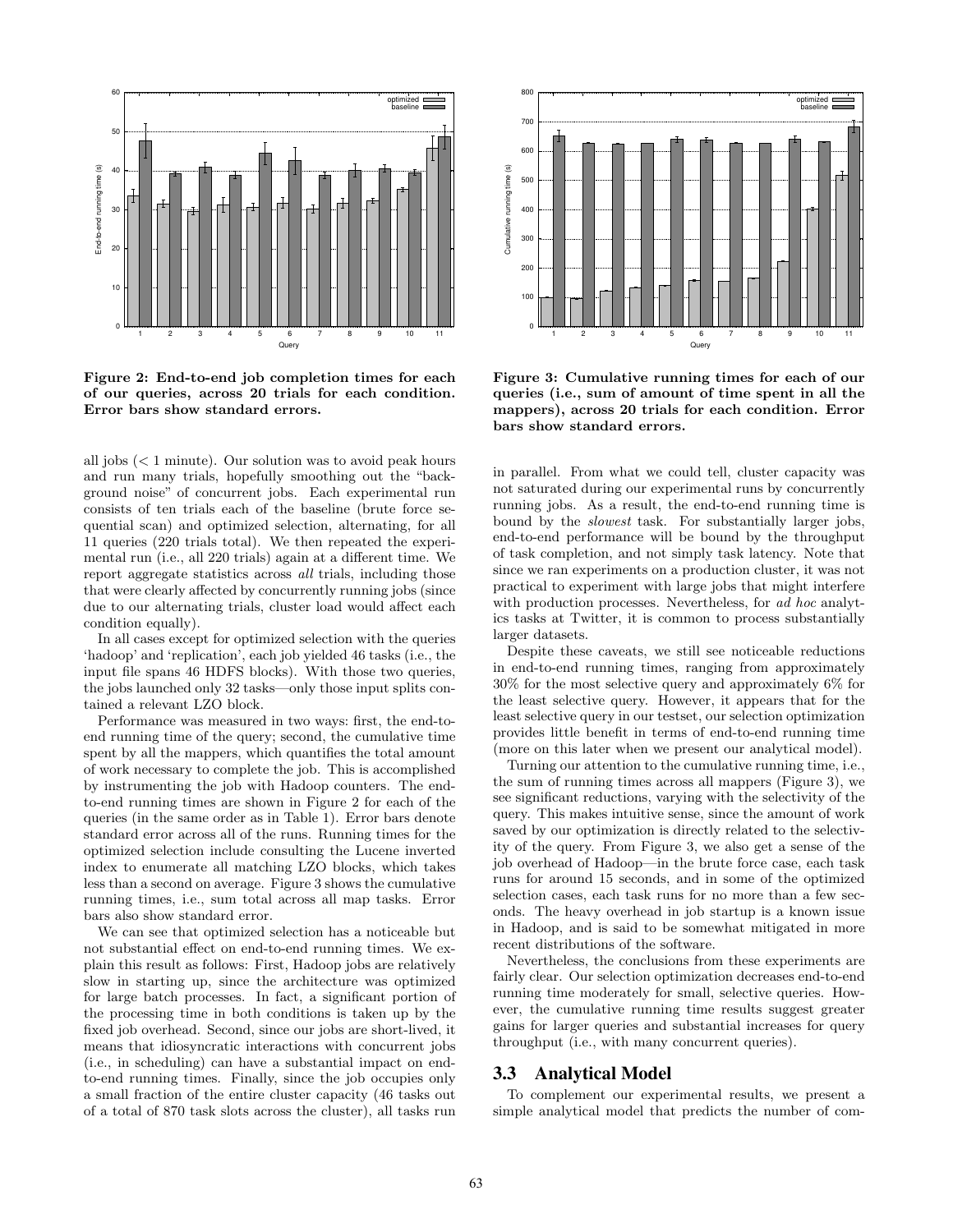60

50

40

30

20

10

0

End-to-end running time (s)

Query

1 2 3 4 5 6 7 8 9 10 11

optimized
baseline

**Figure 2: End-to-end job completion times for each of our queries, across 20 trials for each condition. Error bars show standard errors.**

800

700

600

500

400

300

200

100

0

Cumulative running time (s)

Query

1 2 3 4 5 6 7 8 9 10 11

optimized
baseline

**Figure 3: Cumulative running times for each of our queries (i.e., sum of amount of time spent in all the mappers), across 20 trials for each condition. Error bars show standard errors.**

all jobs (< 1 minute). Our solution was to avoid peak hours and run many trials, hopefully smoothing out the "background noise" of concurrent jobs. Each experimental run consists of ten trials each of the baseline (brute force sequential scan) and optimized selection, alternating, for all 11 queries (220 trials total). We then repeated the experimental run (i.e., all 220 trials) again at a different time. We report aggregate statistics across *all* trials, including those that were clearly affected by concurrently running jobs (since due to our alternating trials, cluster load would affect each condition equally).

In all cases except for optimized selection with the queries 'hadoop' and 'replication', each job yielded 46 tasks (i.e., the input file spans 46 HDFS blocks). With those two queries, the jobs launched only 32 tasks—only those input splits contained a relevant LZO block.

Performance was measured in two ways: first, the end-to-end running time of the query; second, the cumulative time spent by all the mappers, which quantifies the total amount of work necessary to complete the job. This is accomplished by instrumenting the job with Hadoop counters. The end-to-end running times are shown in Figure 2 for each of the queries (in the same order as in Table 1). Error bars denote standard error across all of the runs. Running times for the optimized selection include consulting the Lucene inverted index to enumerate all matching LZO blocks, which takes less than a second on average. Figure 3 shows the cumulative running times, i.e., sum total across all map tasks. Error bars also show standard error.

We can see that optimized selection has a noticeable but not substantial effect on end-to-end running times. We explain this result as follows: First, Hadoop jobs are relatively slow in starting up, since the architecture was optimized for large batch processes. In fact, a significant portion of the processing time in both conditions is taken up by the fixed job overhead. Second, since our jobs are short-lived, it means that idiosyncratic interactions with concurrent jobs (i.e., in scheduling) can have a substantial impact on end-to-end running times. Finally, since the job occupies only a small fraction of the entire cluster capacity (46 tasks out of a total of 870 task slots across the cluster), all tasks run in parallel. From what we could tell, cluster capacity was not saturated during our experimental runs by concurrently running jobs. As a result, the end-to-end running time is bound by the *slowest* task. For substantially larger jobs, end-to-end performance will be bound by the throughput of task completion, and not simply task latency. Note that since we ran experiments on a production cluster, it was not practical to experiment with large jobs that might interfere with production processes. Nevertheless, for *ad hoc* analytics tasks at Twitter, it is common to process substantially larger datasets.

Despite these caveats, we still see noticeable reductions in end-to-end running times, ranging from approximately 30% for the most selective query and approximately 6% for the least selective query. However, it appears that for the least selective query in our testset, our selection optimization provides little benefit in terms of end-to-end running time (more on this later when we present our analytical model).

Turning our attention to the cumulative running time, i.e., the sum of running times across all mappers (Figure 3), we see significant reductions, varying with the selectivity of the query. This makes intuitive sense, since the amount of work saved by our optimization is directly related to the selectivity of the query. From Figure 3, we also get a sense of the job overhead of Hadoop—in the brute force case, each task runs for around 15 seconds, and in some of the optimized selection cases, each task runs for no more than a few seconds. The heavy overhead in job startup is a known issue in Hadoop, and is said to be somewhat mitigated in more recent distributions of the software.

Nevertheless, the conclusions from these experiments are fairly clear. Our selection optimization decreases end-to-end running time moderately for small, selective queries. However, the cumulative running time results suggest greater gains for larger queries and substantial increases for query throughput (i.e., with many concurrent queries).

## 3.3 Analytical Model

To complement our experimental results, we present a simple analytical model that predicts the number of com-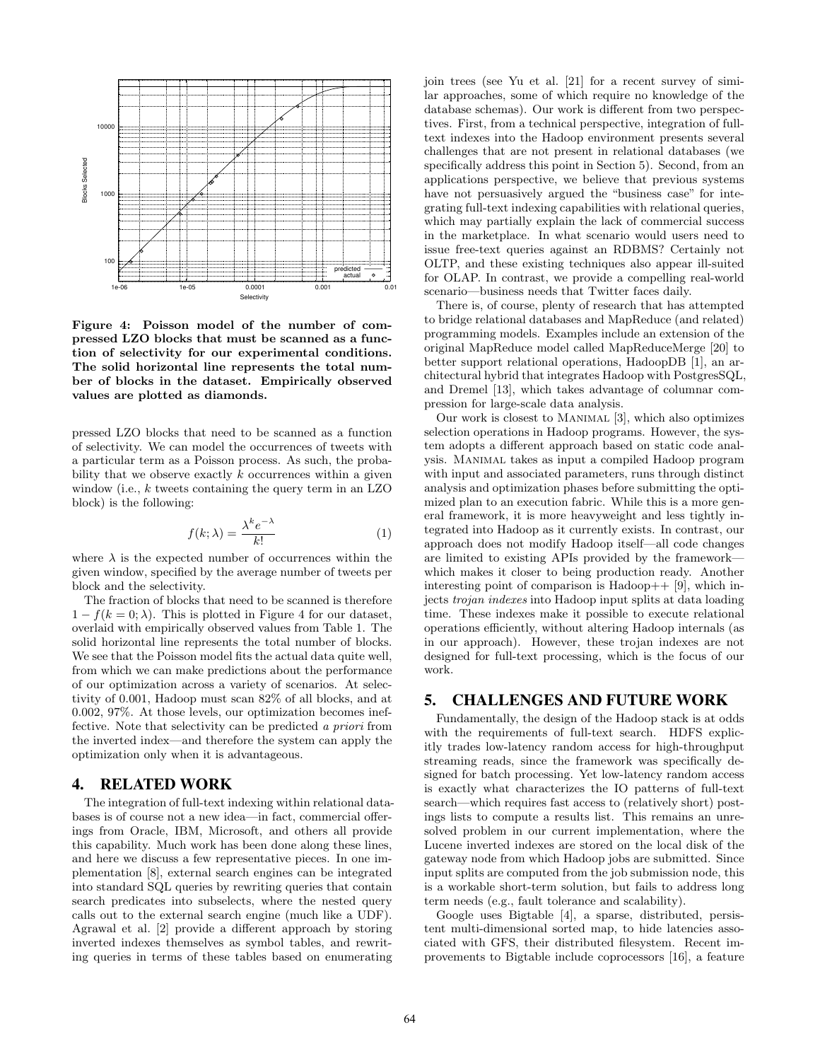**Figure 4: Poisson model of the number of compressed LZO blocks that must be scanned as a function of selectivity for our experimental conditions. The solid horizontal line represents the total number of blocks in the dataset. Empirically observed values are plotted as diamonds.**

pressed LZO blocks that need to be scanned as a function of selectivity. We can model the occurrences of tweets with a particular term as a Poisson process. As such, the probability that we observe exactly $k$ occurrences within a given window (i.e., $k$ tweets containing the query term in an LZO block) is the following:

$$f(k;\lambda) = \frac{\lambda^k e^{-\lambda}}{k!} \tag{1}$$

where $\lambda$ is the expected number of occurrences within the given window, specified by the average number of tweets per block and the selectivity.

The fraction of blocks that need to be scanned is therefore $1 - f(k = 0; \lambda)$. This is plotted in Figure 4 for our dataset, overlaid with empirically observed values from Table 1. The solid horizontal line represents the total number of blocks. We see that the Poisson model fits the actual data quite well, from which we can make predictions about the performance of our optimization across a variety of scenarios. At selectivity of 0.001, Hadoop must scan 82% of all blocks, and at 0.002, 97%. At those levels, our optimization becomes ineffective. Note that selectivity can be predicted *a priori* from the inverted index—and therefore the system can apply the optimization only when it is advantageous.

## 4. RELATED WORK

The integration of full-text indexing within relational databases is of course not a new idea—in fact, commercial offerings from Oracle, IBM, Microsoft, and others all provide this capability. Much work has been done along these lines, and here we discuss a few representative pieces. In one implementation [8], external search engines can be integrated into standard SQL queries by rewriting queries that contain search predicates into subselects, where the nested query calls out to the external search engine (much like a UDF). Agrawal et al. [2] provide a different approach by storing inverted indexes themselves as symbol tables, and rewriting queries in terms of these tables based on enumerating join trees (see Yu et al. [21] for a recent survey of similar approaches, some of which require no knowledge of the database schemas). Our work is different from two perspectives. First, from a technical perspective, integration of full-text indexes into the Hadoop environment presents several challenges that are not present in relational databases (we specifically address this point in Section 5). Second, from an applications perspective, we believe that previous systems have not persuasively argued the "business case" for integrating full-text indexing capabilities with relational queries, which may partially explain the lack of commercial success in the marketplace. In what scenario would users need to issue free-text queries against an RDBMS? Certainly not OLTP, and these existing techniques also appear ill-suited for OLAP. In contrast, we provide a compelling real-world scenario—business needs that Twitter faces daily.

There is, of course, plenty of research that has attempted to bridge relational databases and MapReduce (and related) programming models. Examples include an extension of the original MapReduce model called MapReduceMerge [20] to better support relational operations, HadoopDB [1], an architectural hybrid that integrates Hadoop with PostgresSQL, and Dremel [13], which takes advantage of columnar compression for large-scale data analysis.

Our work is closest to Manimal [3], which also optimizes selection operations in Hadoop programs. However, the system adopts a different approach based on static code analysis. Manimal takes as input a compiled Hadoop program with input and associated parameters, runs through distinct analysis and optimization phases before submitting the optimized plan to an execution fabric. While this is a more general framework, it is more heavyweight and less tightly integrated into Hadoop as it currently exists. In contrast, our approach does not modify Hadoop itself—all code changes are limited to existing APIs provided by the framework—which makes it closer to being production ready. Another interesting point of comparison is Hadoop++ [9], which injects *trojan indexes* into Hadoop input splits at data loading time. These indexes make it possible to execute relational operations efficiently, without altering Hadoop internals (as in our approach). However, these trojan indexes are not designed for full-text processing, which is the focus of our work.

## 5. CHALLENGES AND FUTURE WORK

Fundamentally, the design of the Hadoop stack is at odds with the requirements of full-text search. HDFS explicitly trades low-latency random access for high-throughput streaming reads, since the framework was specifically designed for batch processing. Yet low-latency random access is exactly what characterizes the IO patterns of full-text search—which requires fast access to (relatively short) postings lists to compute a results list. This remains an unresolved problem in our current implementation, where the Lucene inverted indexes are stored on the local disk of the gateway node from which Hadoop jobs are submitted. Since input splits are computed from the job submission node, this is a workable short-term solution, but fails to address long term needs (e.g., fault tolerance and scalability).

Google uses Bigtable [4], a sparse, distributed, persistent multi-dimensional sorted map, to hide latencies associated with GFS, their distributed filesystem. Recent improvements to Bigtable include coprocessors [16], a feature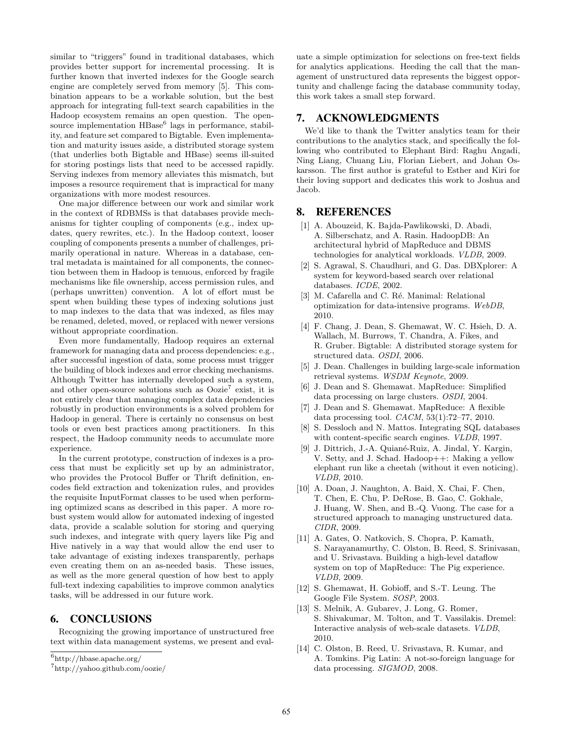similar to "triggers" found in traditional databases, which provides better support for incremental processing. It is further known that inverted indexes for the Google search engine are completely served from memory [5]. This combination appears to be a workable solution, but the best approach for integrating full-text search capabilities in the Hadoop ecosystem remains an open question. The open-source implementation HBase[6] lags in performance, stability, and feature set compared to Bigtable. Even implementation and maturity issues aside, a distributed storage system (that underlies both Bigtable and HBase) seems ill-suited for storing postings lists that need to be accessed rapidly. Serving indexes from memory alleviates this mismatch, but imposes a resource requirement that is impractical for many organizations with more modest resources.

One major difference between our work and similar work in the context of RDBMSs is that databases provide mechanisms for tighter coupling of components (e.g., index updates, query rewrites, etc.). In the Hadoop context, looser coupling of components presents a number of challenges, primarily operational in nature. Whereas in a database, central metadata is maintained for all components, the connection between them in Hadoop is tenuous, enforced by fragile mechanisms like file ownership, access permission rules, and (perhaps unwritten) convention. A lot of effort must be spent when building these types of indexing solutions just to map indexes to the data that was indexed, as files may be renamed, deleted, moved, or replaced with newer versions without appropriate coordination.

Even more fundamentally, Hadoop requires an external framework for managing data and process dependencies: e.g., after successful ingestion of data, some process must trigger the building of block indexes and error checking mechanisms. Although Twitter has internally developed such a system, and other open-source solutions such as Oozie[7] exist, it is not entirely clear that managing complex data dependencies robustly in production environments is a solved problem for Hadoop in general. There is certainly no consensus on best tools or even best practices among practitioners. In this respect, the Hadoop community needs to accumulate more experience.

In the current prototype, construction of indexes is a process that must be explicitly set up by an administrator, who provides the Protocol Buffer or Thrift definition, encodes field extraction and tokenization rules, and provides the requisite InputFormat classes to be used when performing optimized scans as described in this paper. A more robust system would allow for automated indexing of ingested data, provide a scalable solution for storing and querying such indexes, and integrate with query layers like Pig and Hive natively in a way that would allow the end user to take advantage of existing indexes transparently, perhaps even creating them on an as-needed basis. These issues, as well as the more general question of how best to apply full-text indexing capabilities to improve common analytics tasks, will be addressed in our future work.

## 6. CONCLUSIONS

Recognizing the growing importance of unstructured free text within data management systems, we present and evaluate a simple optimization for selections on free-text fields for analytics applications. Heeding the call that the management of unstructured data represents the biggest opportunity and challenge facing the database community today, this work takes a small step forward.

## 7. ACKNOWLEDGMENTS

We'd like to thank the Twitter analytics team for their contributions to the analytics stack, and specifically the following who contributed to Elephant Bird: Raghu Angadi, Ning Liang, Chuang Liu, Florian Liebert, and Johan Oskarsson. The first author is grateful to Esther and Kiri for their loving support and dedicates this work to Joshua and Jacob.

## 8. REFERENCES

[1] A. Abouzeid, K. Bajda-Pawlikowski, D. Abadi, A. Silberschatz, and A. Rasin. HadoopDB: An architectural hybrid of MapReduce and DBMS technologies for analytical workloads. *VLDB*, 2009.

[2] S. Agrawal, S. Chaudhuri, and G. Das. DBXplorer: A system for keyword-based search over relational databases. *ICDE*, 2002.

[3] M. Cafarella and C. Ré. Manimal: Relational optimization for data-intensive programs. *WebDB*, 2010.

[4] F. Chang, J. Dean, S. Ghemawat, W. C. Hsieh, D. A. Wallach, M. Burrows, T. Chandra, A. Fikes, and R. Gruber. Bigtable: A distributed storage system for structured data. *OSDI*, 2006.

[5] J. Dean. Challenges in building large-scale information retrieval systems. *WSDM Keynote*, 2009.

[6] J. Dean and S. Ghemawat. MapReduce: Simplified data processing on large clusters. *OSDI*, 2004.

[7] J. Dean and S. Ghemawat. MapReduce: A flexible data processing tool. *CACM*, 53(1):72–77, 2010.

[8] S. Dessloch and N. Mattos. Integrating SQL databases with content-specific search engines. *VLDB*, 1997.

[9] J. Dittrich, J.-A. Quiané-Ruiz, A. Jindal, Y. Kargin, V. Setty, and J. Schad. Hadoop++: Making a yellow elephant run like a cheetah (without it even noticing). *VLDB*, 2010.

[10] A. Doan, J. Naughton, A. Baid, X. Chai, F. Chen, T. Chen, E. Chu, P. DeRose, B. Gao, C. Gokhale, J. Huang, W. Shen, and B.-Q. Vuong. The case for a structured approach to managing unstructured data. *CIDR*, 2009.

[11] A. Gates, O. Natkovich, S. Chopra, P. Kamath, S. Narayanamurthy, C. Olston, B. Reed, S. Srinivasan, and U. Srivastava. Building a high-level dataflow system on top of MapReduce: The Pig experience. *VLDB*, 2009.

[12] S. Ghemawat, H. Gobioff, and S.-T. Leung. The Google File System. *SOSP*, 2003.

[13] S. Melnik, A. Gubarev, J. Long, G. Romer, S. Shivakumar, M. Tolton, and T. Vassilakis. Dremel: Interactive analysis of web-scale datasets. *VLDB*, 2010.

[14] C. Olston, B. Reed, U. Srivastava, R. Kumar, and A. Tomkins. Pig Latin: A not-so-foreign language for data processing. *SIGMOD*, 2008.

[6] http://hbase.apache.org/

[7] http://yahoo.github.com/oozie/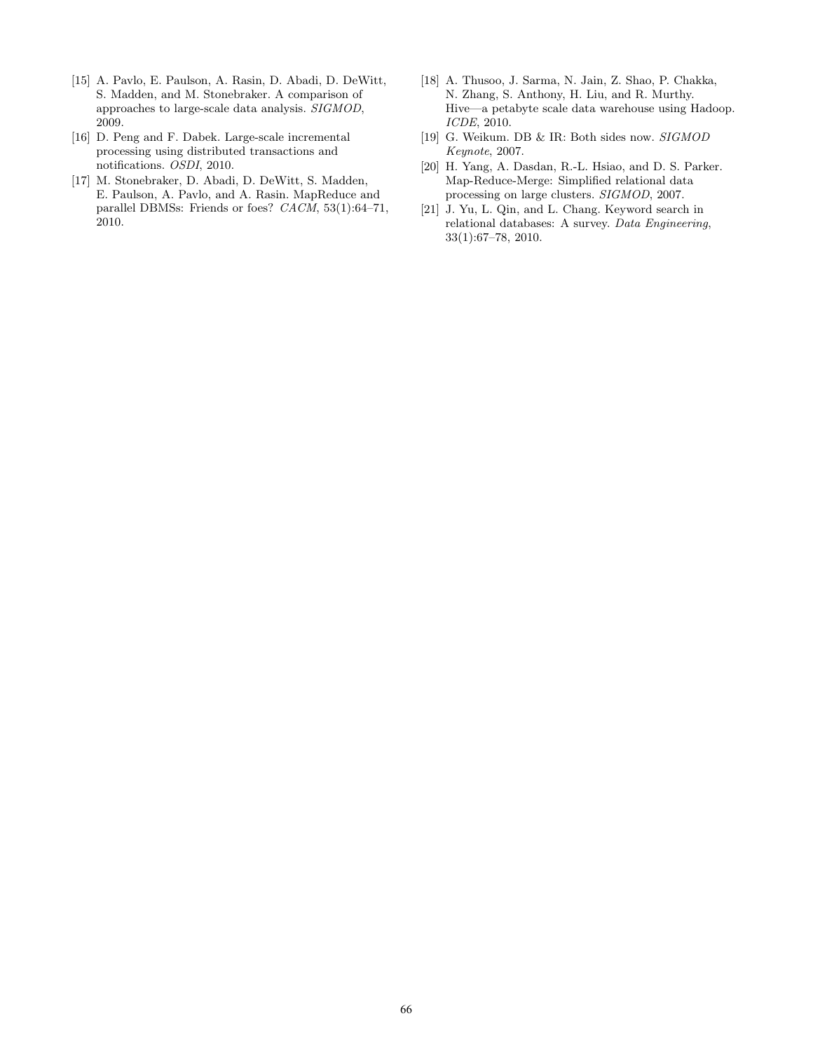[15] A. Pavlo, E. Paulson, A. Rasin, D. Abadi, D. DeWitt, S. Madden, and M. Stonebraker. A comparison of approaches to large-scale data analysis. *SIGMOD*, 2009.

[16] D. Peng and F. Dabek. Large-scale incremental processing using distributed transactions and notifications. *OSDI*, 2010.

[17] M. Stonebraker, D. Abadi, D. DeWitt, S. Madden, E. Paulson, A. Pavlo, and A. Rasin. MapReduce and parallel DBMSs: Friends or foes? *CACM*, 53(1):64–71, 2010.

[18] A. Thusoo, J. Sarma, N. Jain, Z. Shao, P. Chakka, N. Zhang, S. Anthony, H. Liu, and R. Murthy. Hive—a petabyte scale data warehouse using Hadoop. *ICDE*, 2010.

[19] G. Weikum. DB & IR: Both sides now. *SIGMOD Keynote*, 2007.

[20] H. Yang, A. Dasdan, R.-L. Hsiao, and D. S. Parker. Map-Reduce-Merge: Simplified relational data processing on large clusters. *SIGMOD*, 2007.

[21] J. Yu, L. Qin, and L. Chang. Keyword search in relational databases: A survey. *Data Engineering*, 33(1):67–78, 2010.